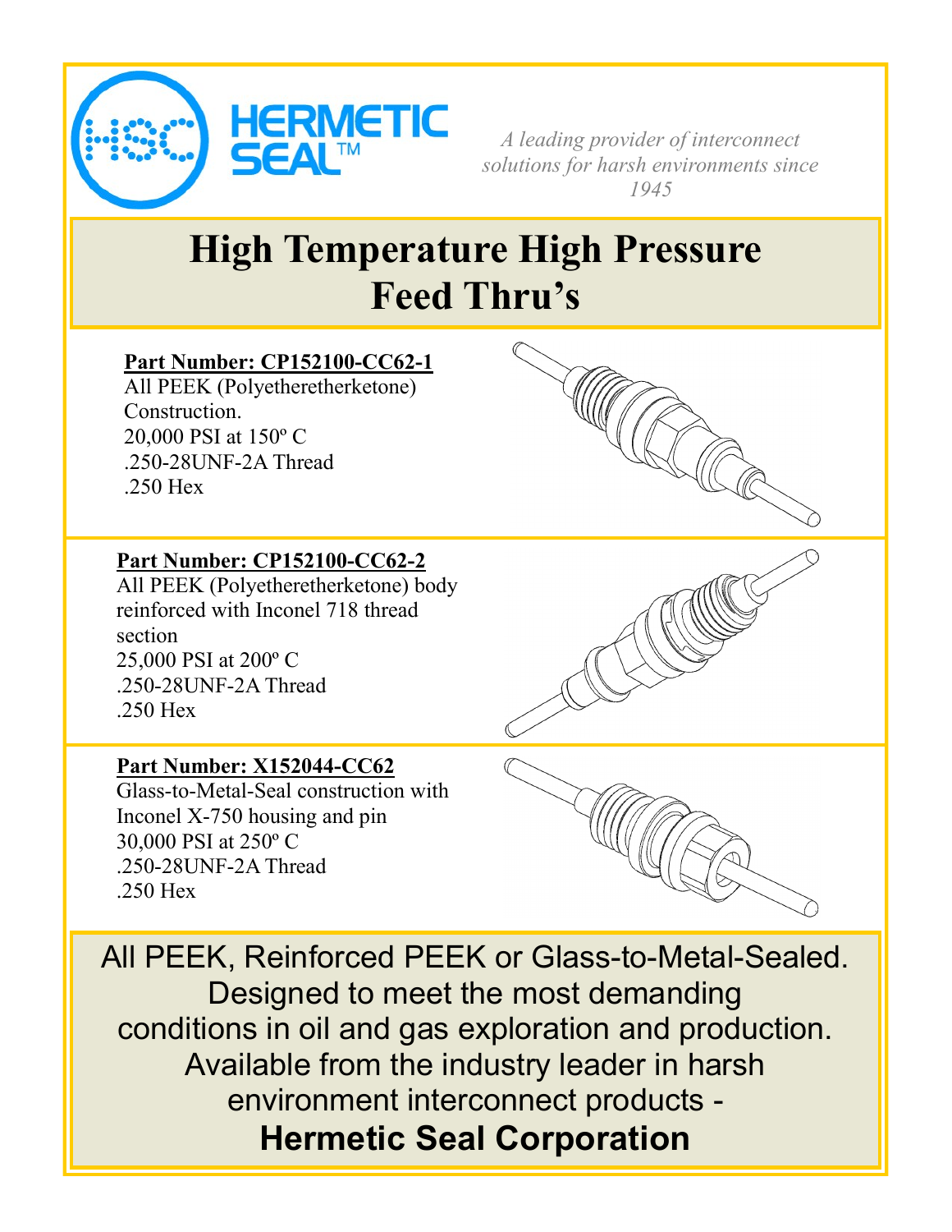**HERMETIC SEAL™**

*A leading provider of interconnect solutions for harsh environments since 1945*

# High Temperature High Pressure Feed Thru's

**Part Number: CP152100-CC62-1**

All PEEK (Polyetheretherketone) Construction.
20,000 PSI at 150º C
.250-28UNF-2A Thread
.250 Hex

**Part Number: CP152100-CC62-2**

All PEEK (Polyetheretherketone) body reinforced with Inconel 718 thread section
25,000 PSI at 200º C
.250-28UNF-2A Thread
.250 Hex

**Part Number: X152044-CC62**

Glass-to-Metal-Seal construction with Inconel X-750 housing and pin
30,000 PSI at 250º C
.250-28UNF-2A Thread
.250 Hex

All PEEK, Reinforced PEEK or Glass-to-Metal-Sealed. Designed to meet the most demanding conditions in oil and gas exploration and production. Available from the industry leader in harsh environment interconnect products -

**Hermetic Seal Corporation**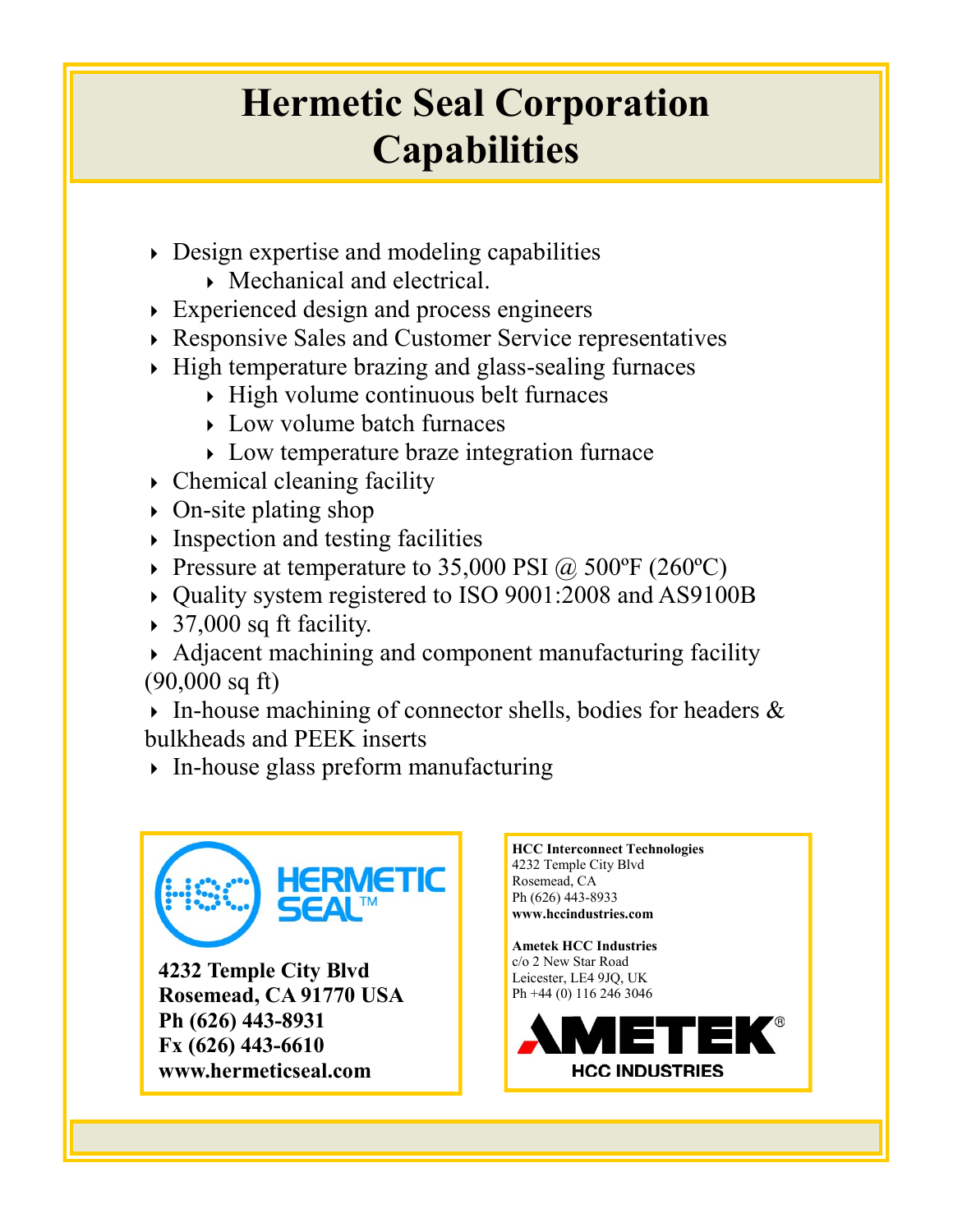# Hermetic Seal Corporation Capabilities

- Design expertise and modeling capabilities
  - Mechanical and electrical.
- Experienced design and process engineers
- Responsive Sales and Customer Service representatives
- High temperature brazing and glass-sealing furnaces
  - High volume continuous belt furnaces
  - Low volume batch furnaces
  - Low temperature braze integration furnace
- Chemical cleaning facility
- On-site plating shop
- Inspection and testing facilities
- Pressure at temperature to 35,000 PSI @ 500ºF (260ºC)
- Quality system registered to ISO 9001:2008 and AS9100B
- 37,000 sq ft facility.
- Adjacent machining and component manufacturing facility (90,000 sq ft)
- In-house machining of connector shells, bodies for headers & bulkheads and PEEK inserts
- In-house glass preform manufacturing

HSC HERMETIC SEAL™

**4232 Temple City Blvd**
**Rosemead, CA 91770 USA**
**Ph (626) 443-8931**
**Fx (626) 443-6610**
**www.hermeticseal.com**

**HCC Interconnect Technologies**
4232 Temple City Blvd
Rosemead, CA
Ph (626) 443-8933
**www.hccindustries.com**

**Ametek HCC Industries**
c/o 2 New Star Road
Leicester, LE4 9JQ, UK
Ph +44 (0) 116 246 3046

AMETEK®
HCC INDUSTRIES